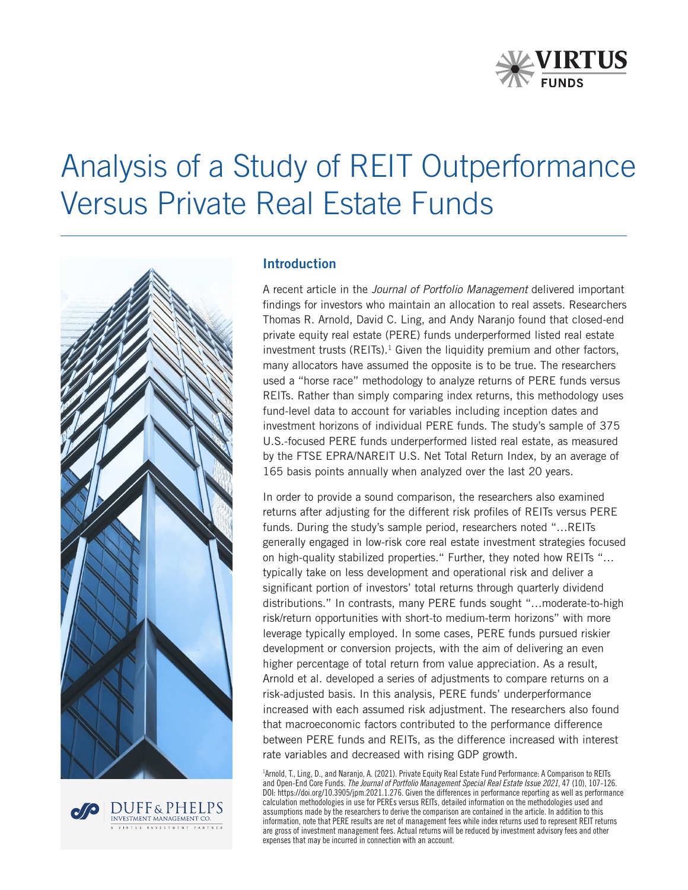# Analysis of a Study of REIT Outperformance Versus Private Real Estate Funds

## Introduction

A recent article in the *Journal of Portfolio Management* delivered important findings for investors who maintain an allocation to real assets. Researchers Thomas R. Arnold, David C. Ling, and Andy Naranjo found that closed-end private equity real estate (PERE) funds underperformed listed real estate investment trusts (REITs).[1] Given the liquidity premium and other factors, many allocators have assumed the opposite is to be true. The researchers used a "horse race" methodology to analyze returns of PERE funds versus REITs. Rather than simply comparing index returns, this methodology uses fund-level data to account for variables including inception dates and investment horizons of individual PERE funds. The study's sample of 375 U.S.-focused PERE funds underperformed listed real estate, as measured by the FTSE EPRA/NAREIT U.S. Net Total Return Index, by an average of 165 basis points annually when analyzed over the last 20 years.

In order to provide a sound comparison, the researchers also examined returns after adjusting for the different risk profiles of REITs versus PERE funds. During the study's sample period, researchers noted "…REITs generally engaged in low-risk core real estate investment strategies focused on high-quality stabilized properties." Further, they noted how REITs "…typically take on less development and operational risk and deliver a significant portion of investors' total returns through quarterly dividend distributions." In contrasts, many PERE funds sought "…moderate-to-high risk/return opportunities with short-to medium-term horizons" with more leverage typically employed. In some cases, PERE funds pursued riskier development or conversion projects, with the aim of delivering an even higher percentage of total return from value appreciation. As a result, Arnold et al. developed a series of adjustments to compare returns on a risk-adjusted basis. In this analysis, PERE funds' underperformance increased with each assumed risk adjustment. The researchers also found that macroeconomic factors contributed to the performance difference between PERE funds and REITs, as the difference increased with interest rate variables and decreased with rising GDP growth.

[1]Arnold, T., Ling, D., and Naranjo, A. (2021). Private Equity Real Estate Fund Performance: A Comparison to REITs and Open-End Core Funds. *The Journal of Portfolio Management Special Real Estate Issue 2021*, 47 (10), 107-126. DOI: https://doi.org/10.3905/jpm.2021.1.276. Given the differences in performance reporting as well as performance calculation methodologies in use for PEREs versus REITs, detailed information on the methodologies used and assumptions made by the researchers to derive the comparison are contained in the article. In addition to this information, note that PERE results are net of management fees while index returns used to represent REIT returns are gross of investment management fees. Actual returns will be reduced by investment advisory fees and other expenses that may be incurred in connection with an account.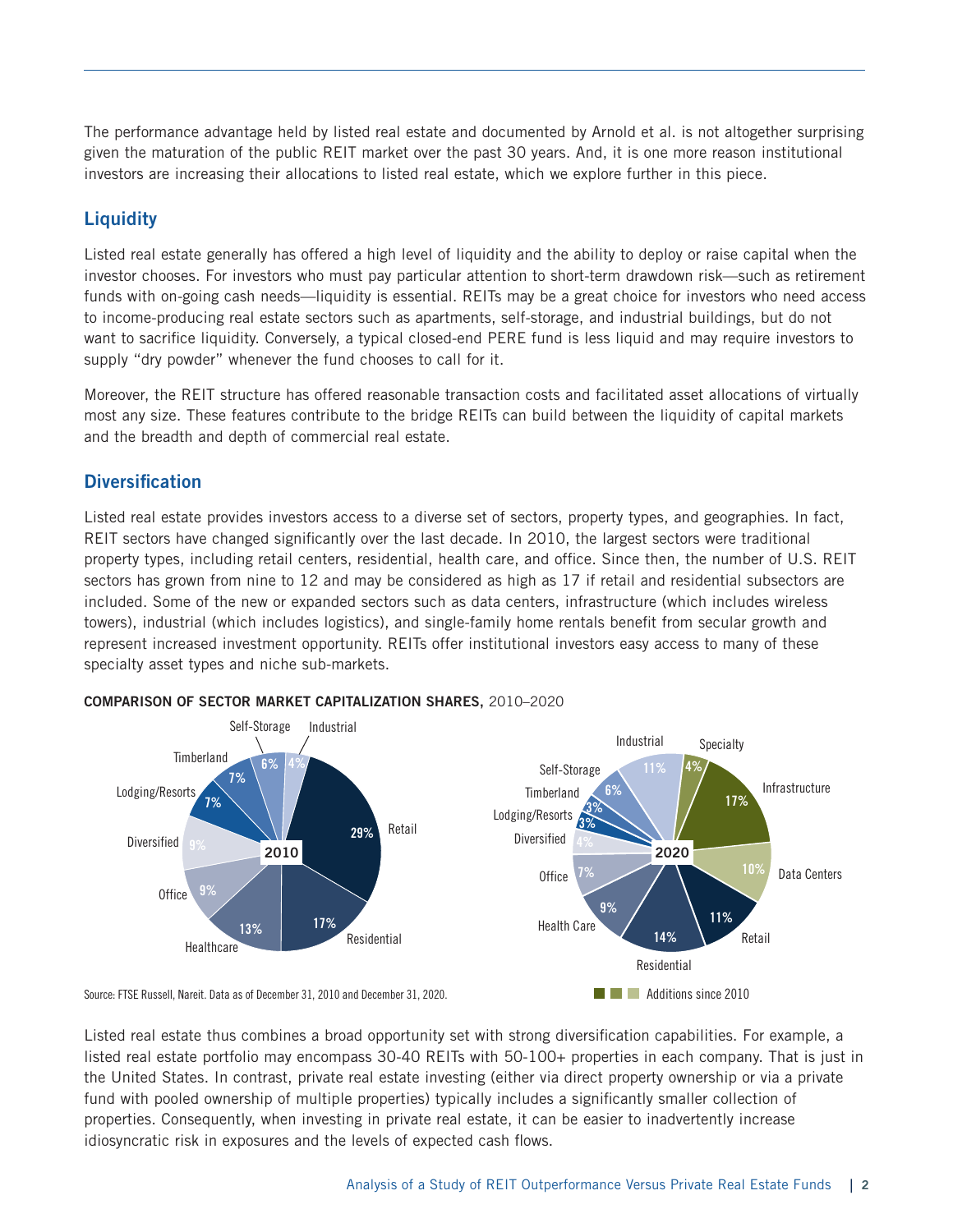The performance advantage held by listed real estate and documented by Arnold et al. is not altogether surprising given the maturation of the public REIT market over the past 30 years. And, it is one more reason institutional investors are increasing their allocations to listed real estate, which we explore further in this piece.

## Liquidity

Listed real estate generally has offered a high level of liquidity and the ability to deploy or raise capital when the investor chooses. For investors who must pay particular attention to short-term drawdown risk—such as retirement funds with on-going cash needs—liquidity is essential. REITs may be a great choice for investors who need access to income-producing real estate sectors such as apartments, self-storage, and industrial buildings, but do not want to sacrifice liquidity. Conversely, a typical closed-end PERE fund is less liquid and may require investors to supply "dry powder" whenever the fund chooses to call for it.

Moreover, the REIT structure has offered reasonable transaction costs and facilitated asset allocations of virtually most any size. These features contribute to the bridge REITs can build between the liquidity of capital markets and the breadth and depth of commercial real estate.

## Diversification

Listed real estate provides investors access to a diverse set of sectors, property types, and geographies. In fact, REIT sectors have changed significantly over the last decade. In 2010, the largest sectors were traditional property types, including retail centers, residential, health care, and office. Since then, the number of U.S. REIT sectors has grown from nine to 12 and may be considered as high as 17 if retail and residential subsectors are included. Some of the new or expanded sectors such as data centers, infrastructure (which includes wireless towers), industrial (which includes logistics), and single-family home rentals benefit from secular growth and represent increased investment opportunity. REITs offer institutional investors easy access to many of these specialty asset types and niche sub-markets.

**COMPARISON OF SECTOR MARKET CAPITALIZATION SHARES,** 2010–2020

| Sector | 2010 | 2020 |
| --- | --- | --- |
| Retail | 29% | 11% |
| Residential | 17% | 14% |
| Healthcare | 13% | 9% |
| Office | 9% | 7% |
| Diversified | 9% | 4% |
| Lodging/Resorts | 7% | 3% |
| Timberland | 7% | 3% |
| Self-Storage | 6% | 6% |
| Industrial | 4% | 11% |
| Specialty | | 4% |
| Infrastructure | | 17% |
| Data Centers | | 10% |

Additions since 2010: Specialty, Infrastructure, Data Centers

Source: FTSE Russell, Nareit. Data as of December 31, 2010 and December 31, 2020.

Listed real estate thus combines a broad opportunity set with strong diversification capabilities. For example, a listed real estate portfolio may encompass 30-40 REITs with 50-100+ properties in each company. That is just in the United States. In contrast, private real estate investing (either via direct property ownership or via a private fund with pooled ownership of multiple properties) typically includes a significantly smaller collection of properties. Consequently, when investing in private real estate, it can be easier to inadvertently increase idiosyncratic risk in exposures and the levels of expected cash flows.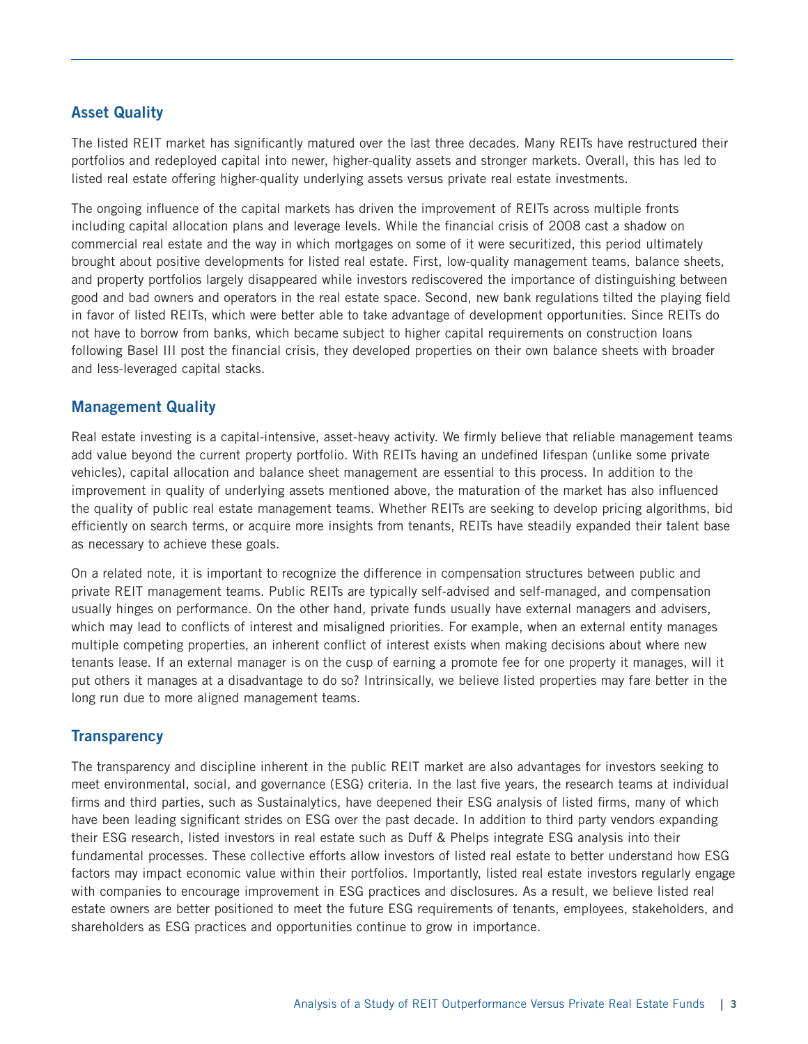## Asset Quality

The listed REIT market has significantly matured over the last three decades. Many REITs have restructured their portfolios and redeployed capital into newer, higher-quality assets and stronger markets. Overall, this has led to listed real estate offering higher-quality underlying assets versus private real estate investments.

The ongoing influence of the capital markets has driven the improvement of REITs across multiple fronts including capital allocation plans and leverage levels. While the financial crisis of 2008 cast a shadow on commercial real estate and the way in which mortgages on some of it were securitized, this period ultimately brought about positive developments for listed real estate. First, low-quality management teams, balance sheets, and property portfolios largely disappeared while investors rediscovered the importance of distinguishing between good and bad owners and operators in the real estate space. Second, new bank regulations tilted the playing field in favor of listed REITs, which were better able to take advantage of development opportunities. Since REITs do not have to borrow from banks, which became subject to higher capital requirements on construction loans following Basel III post the financial crisis, they developed properties on their own balance sheets with broader and less-leveraged capital stacks.

## Management Quality

Real estate investing is a capital-intensive, asset-heavy activity. We firmly believe that reliable management teams add value beyond the current property portfolio. With REITs having an undefined lifespan (unlike some private vehicles), capital allocation and balance sheet management are essential to this process. In addition to the improvement in quality of underlying assets mentioned above, the maturation of the market has also influenced the quality of public real estate management teams. Whether REITs are seeking to develop pricing algorithms, bid efficiently on search terms, or acquire more insights from tenants, REITs have steadily expanded their talent base as necessary to achieve these goals.

On a related note, it is important to recognize the difference in compensation structures between public and private REIT management teams. Public REITs are typically self-advised and self-managed, and compensation usually hinges on performance. On the other hand, private funds usually have external managers and advisers, which may lead to conflicts of interest and misaligned priorities. For example, when an external entity manages multiple competing properties, an inherent conflict of interest exists when making decisions about where new tenants lease. If an external manager is on the cusp of earning a promote fee for one property it manages, will it put others it manages at a disadvantage to do so? Intrinsically, we believe listed properties may fare better in the long run due to more aligned management teams.

## Transparency

The transparency and discipline inherent in the public REIT market are also advantages for investors seeking to meet environmental, social, and governance (ESG) criteria. In the last five years, the research teams at individual firms and third parties, such as Sustainalytics, have deepened their ESG analysis of listed firms, many of which have been leading significant strides on ESG over the past decade. In addition to third party vendors expanding their ESG research, listed investors in real estate such as Duff & Phelps integrate ESG analysis into their fundamental processes. These collective efforts allow investors of listed real estate to better understand how ESG factors may impact economic value within their portfolios. Importantly, listed real estate investors regularly engage with companies to encourage improvement in ESG practices and disclosures. As a result, we believe listed real estate owners are better positioned to meet the future ESG requirements of tenants, employees, stakeholders, and shareholders as ESG practices and opportunities continue to grow in importance.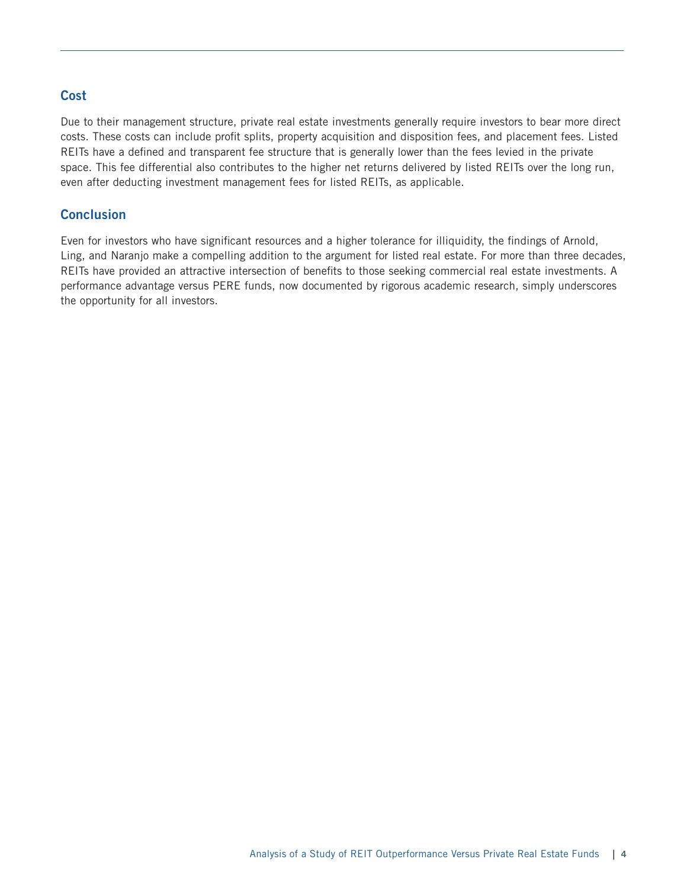## Cost

Due to their management structure, private real estate investments generally require investors to bear more direct costs. These costs can include profit splits, property acquisition and disposition fees, and placement fees. Listed REITs have a defined and transparent fee structure that is generally lower than the fees levied in the private space. This fee differential also contributes to the higher net returns delivered by listed REITs over the long run, even after deducting investment management fees for listed REITs, as applicable.

## Conclusion

Even for investors who have significant resources and a higher tolerance for illiquidity, the findings of Arnold, Ling, and Naranjo make a compelling addition to the argument for listed real estate. For more than three decades, REITs have provided an attractive intersection of benefits to those seeking commercial real estate investments. A performance advantage versus PERE funds, now documented by rigorous academic research, simply underscores the opportunity for all investors.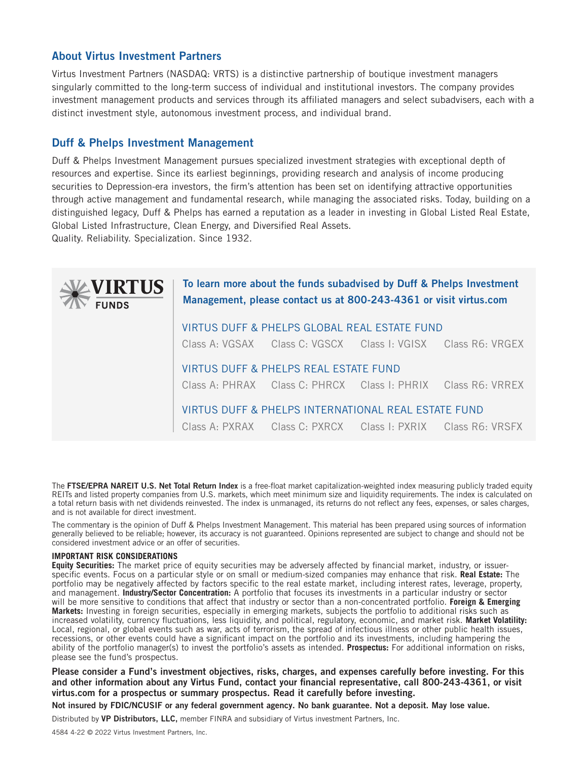## About Virtus Investment Partners

Virtus Investment Partners (NASDAQ: VRTS) is a distinctive partnership of boutique investment managers singularly committed to the long-term success of individual and institutional investors. The company provides investment management products and services through its affiliated managers and select subadvisers, each with a distinct investment style, autonomous investment process, and individual brand.

## Duff & Phelps Investment Management

Duff & Phelps Investment Management pursues specialized investment strategies with exceptional depth of resources and expertise. Since its earliest beginnings, providing research and analysis of income producing securities to Depression-era investors, the firm's attention has been set on identifying attractive opportunities through active management and fundamental research, while managing the associated risks. Today, building on a distinguished legacy, Duff & Phelps has earned a reputation as a leader in investing in Global Listed Real Estate, Global Listed Infrastructure, Clean Energy, and Diversified Real Assets.
Quality. Reliability. Specialization. Since 1932.

VIRTUS FUNDS

**To learn more about the funds subadvised by Duff & Phelps Investment Management, please contact us at 800-243-4361 or visit virtus.com**

VIRTUS DUFF & PHELPS GLOBAL REAL ESTATE FUND
Class A: VGSAX Class C: VGSCX Class I: VGISX Class R6: VRGEX

VIRTUS DUFF & PHELPS REAL ESTATE FUND
Class A: PHRAX Class C: PHRCX Class I: PHRIX Class R6: VRREX

VIRTUS DUFF & PHELPS INTERNATIONAL REAL ESTATE FUND
Class A: PXRAX Class C: PXRCX Class I: PXRIX Class R6: VRSFX

The **FTSE/EPRA NAREIT U.S. Net Total Return Index** is a free-float market capitalization-weighted index measuring publicly traded equity REITs and listed property companies from U.S. markets, which meet minimum size and liquidity requirements. The index is calculated on a total return basis with net dividends reinvested. The index is unmanaged, its returns do not reflect any fees, expenses, or sales charges, and is not available for direct investment.

The commentary is the opinion of Duff & Phelps Investment Management. This material has been prepared using sources of information generally believed to be reliable; however, its accuracy is not guaranteed. Opinions represented are subject to change and should not be considered investment advice or an offer of securities.

**IMPORTANT RISK CONSIDERATIONS**
**Equity Securities:** The market price of equity securities may be adversely affected by financial market, industry, or issuer-specific events. Focus on a particular style or on small or medium-sized companies may enhance that risk. **Real Estate:** The portfolio may be negatively affected by factors specific to the real estate market, including interest rates, leverage, property, and management. **Industry/Sector Concentration:** A portfolio that focuses its investments in a particular industry or sector will be more sensitive to conditions that affect that industry or sector than a non-concentrated portfolio. **Foreign & Emerging Markets:** Investing in foreign securities, especially in emerging markets, subjects the portfolio to additional risks such as increased volatility, currency fluctuations, less liquidity, and political, regulatory, economic, and market risk. **Market Volatility:** Local, regional, or global events such as war, acts of terrorism, the spread of infectious illness or other public health issues, recessions, or other events could have a significant impact on the portfolio and its investments, including hampering the ability of the portfolio manager(s) to invest the portfolio's assets as intended. **Prospectus:** For additional information on risks, please see the fund's prospectus.

**Please consider a Fund's investment objectives, risks, charges, and expenses carefully before investing. For this and other information about any Virtus Fund, contact your financial representative, call 800-243-4361, or visit virtus.com for a prospectus or summary prospectus. Read it carefully before investing.**

**Not insured by FDIC/NCUSIF or any federal government agency. No bank guarantee. Not a deposit. May lose value.**

Distributed by **VP Distributors, LLC,** member FINRA and subsidiary of Virtus investment Partners, Inc.

4584 4-22 © 2022 Virtus Investment Partners, Inc.